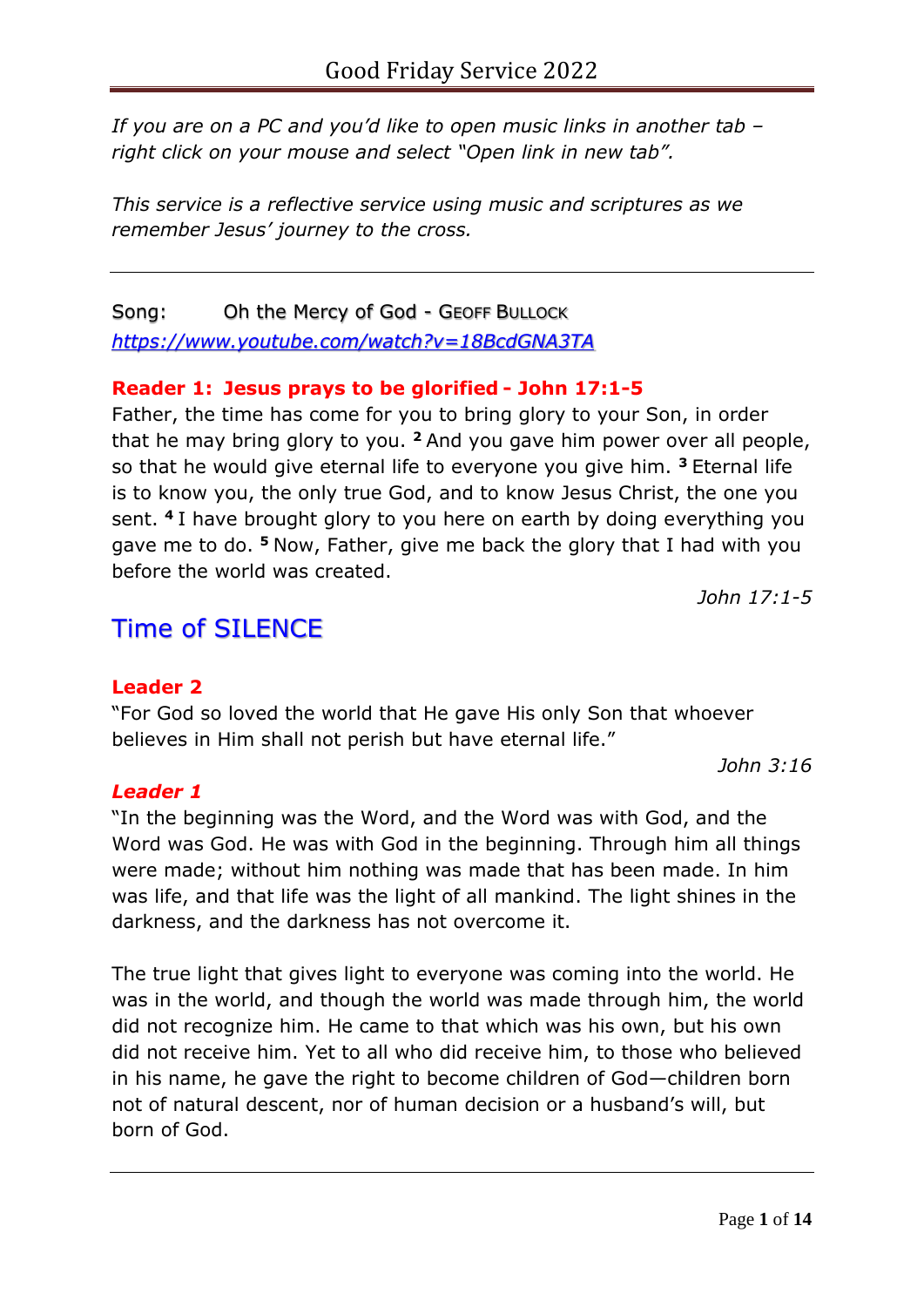# Good Friday Service 2022

*If you are on a PC and you'd like to open music links in another tab – right click on your mouse and select "Open link in new tab".*

*This service is a reflective service using music and scriptures as we remember Jesus' journey to the cross.*

---

Song: Oh the Mercy of God - GEOFF BULLOCK
*https://www.youtube.com/watch?v=18BcdGNA3TA*

**Reader 1: Jesus prays to be glorified - John 17:1-5**

Father, the time has come for you to bring glory to your Son, in order that he may bring glory to you. [2] And you gave him power over all people, so that he would give eternal life to everyone you give him. [3] Eternal life is to know you, the only true God, and to know Jesus Christ, the one you sent. [4] I have brought glory to you here on earth by doing everything you gave me to do. [5] Now, Father, give me back the glory that I had with you before the world was created.

*John 17:1-5*

## Time of SILENCE

**Leader 2**

"For God so loved the world that He gave His only Son that whoever believes in Him shall not perish but have eternal life."

*John 3:16*

***Leader 1***

"In the beginning was the Word, and the Word was with God, and the Word was God. He was with God in the beginning. Through him all things were made; without him nothing was made that has been made. In him was life, and that life was the light of all mankind. The light shines in the darkness, and the darkness has not overcome it.

The true light that gives light to everyone was coming into the world. He was in the world, and though the world was made through him, the world did not recognize him. He came to that which was his own, but his own did not receive him. Yet to all who did receive him, to those who believed in his name, he gave the right to become children of God—children born not of natural descent, nor of human decision or a husband's will, but born of God.

---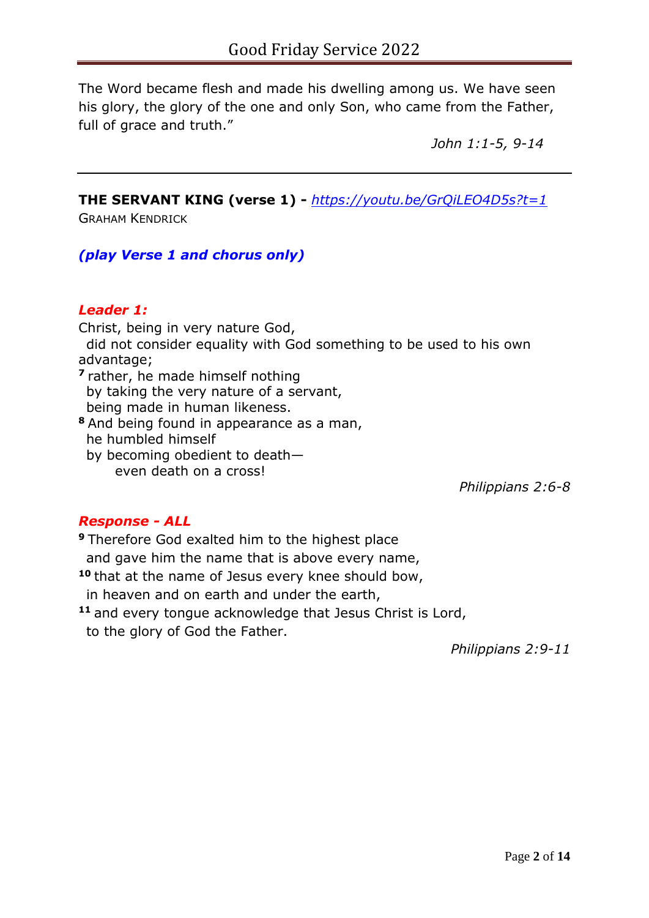The Word became flesh and made his dwelling among us. We have seen his glory, the glory of the one and only Son, who came from the Father, full of grace and truth."

*John 1:1-5, 9-14*

---

**THE SERVANT KING (verse 1) -** *https://youtu.be/GrQiLEO4D5s?t=1*
GRAHAM KENDRICK

***(play Verse 1 and chorus only)***

***Leader 1:***

Christ, being in very nature God,
did not consider equality with God something to be used to his own advantage;
**7** rather, he made himself nothing
by taking the very nature of a servant,
being made in human likeness.
**8** And being found in appearance as a man,
he humbled himself
by becoming obedient to death—
even death on a cross!

*Philippians 2:6-8*

***Response - ALL***

**9** Therefore God exalted him to the highest place
and gave him the name that is above every name,
**10** that at the name of Jesus every knee should bow,
in heaven and on earth and under the earth,
**11** and every tongue acknowledge that Jesus Christ is Lord,
to the glory of God the Father.

*Philippians 2:9-11*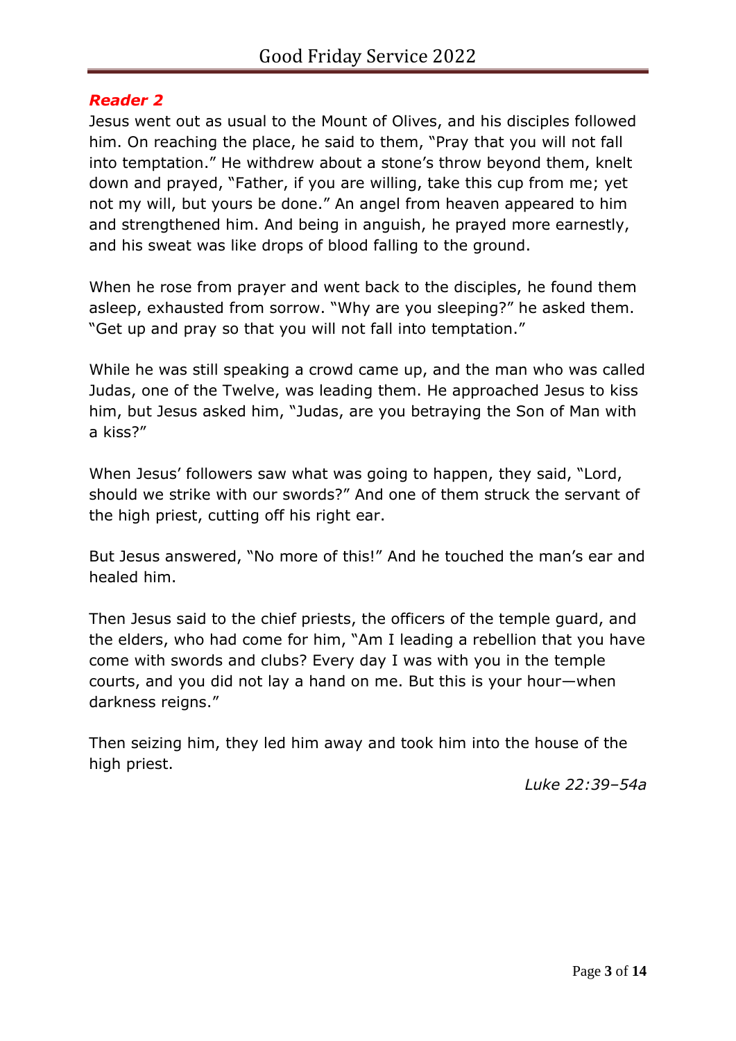***Reader 2***

Jesus went out as usual to the Mount of Olives, and his disciples followed him. On reaching the place, he said to them, "Pray that you will not fall into temptation." He withdrew about a stone's throw beyond them, knelt down and prayed, "Father, if you are willing, take this cup from me; yet not my will, but yours be done." An angel from heaven appeared to him and strengthened him. And being in anguish, he prayed more earnestly, and his sweat was like drops of blood falling to the ground.

When he rose from prayer and went back to the disciples, he found them asleep, exhausted from sorrow. "Why are you sleeping?" he asked them. "Get up and pray so that you will not fall into temptation."

While he was still speaking a crowd came up, and the man who was called Judas, one of the Twelve, was leading them. He approached Jesus to kiss him, but Jesus asked him, "Judas, are you betraying the Son of Man with a kiss?"

When Jesus' followers saw what was going to happen, they said, "Lord, should we strike with our swords?" And one of them struck the servant of the high priest, cutting off his right ear.

But Jesus answered, "No more of this!" And he touched the man's ear and healed him.

Then Jesus said to the chief priests, the officers of the temple guard, and the elders, who had come for him, "Am I leading a rebellion that you have come with swords and clubs? Every day I was with you in the temple courts, and you did not lay a hand on me. But this is your hour—when darkness reigns."

Then seizing him, they led him away and took him into the house of the high priest.

*Luke 22:39–54a*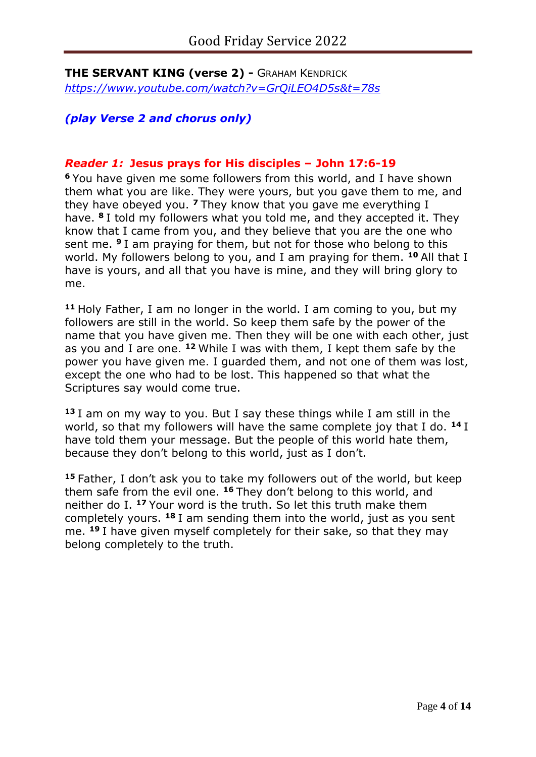**THE SERVANT KING (verse 2) -** GRAHAM KENDRICK
*https://www.youtube.com/watch?v=GrQiLEO4D5s&t=78s*

***(play Verse 2 and chorus only)***

### *Reader 1:* Jesus prays for His disciples – John 17:6-19

**6** You have given me some followers from this world, and I have shown them what you are like. They were yours, but you gave them to me, and they have obeyed you. **7** They know that you gave me everything I have. **8** I told my followers what you told me, and they accepted it. They know that I came from you, and they believe that you are the one who sent me. **9** I am praying for them, but not for those who belong to this world. My followers belong to you, and I am praying for them. **10** All that I have is yours, and all that you have is mine, and they will bring glory to me.

**11** Holy Father, I am no longer in the world. I am coming to you, but my followers are still in the world. So keep them safe by the power of the name that you have given me. Then they will be one with each other, just as you and I are one. **12** While I was with them, I kept them safe by the power you have given me. I guarded them, and not one of them was lost, except the one who had to be lost. This happened so that what the Scriptures say would come true.

**13** I am on my way to you. But I say these things while I am still in the world, so that my followers will have the same complete joy that I do. **14** I have told them your message. But the people of this world hate them, because they don't belong to this world, just as I don't.

**15** Father, I don't ask you to take my followers out of the world, but keep them safe from the evil one. **16** They don't belong to this world, and neither do I. **17** Your word is the truth. So let this truth make them completely yours. **18** I am sending them into the world, just as you sent me. **19** I have given myself completely for their sake, so that they may belong completely to the truth.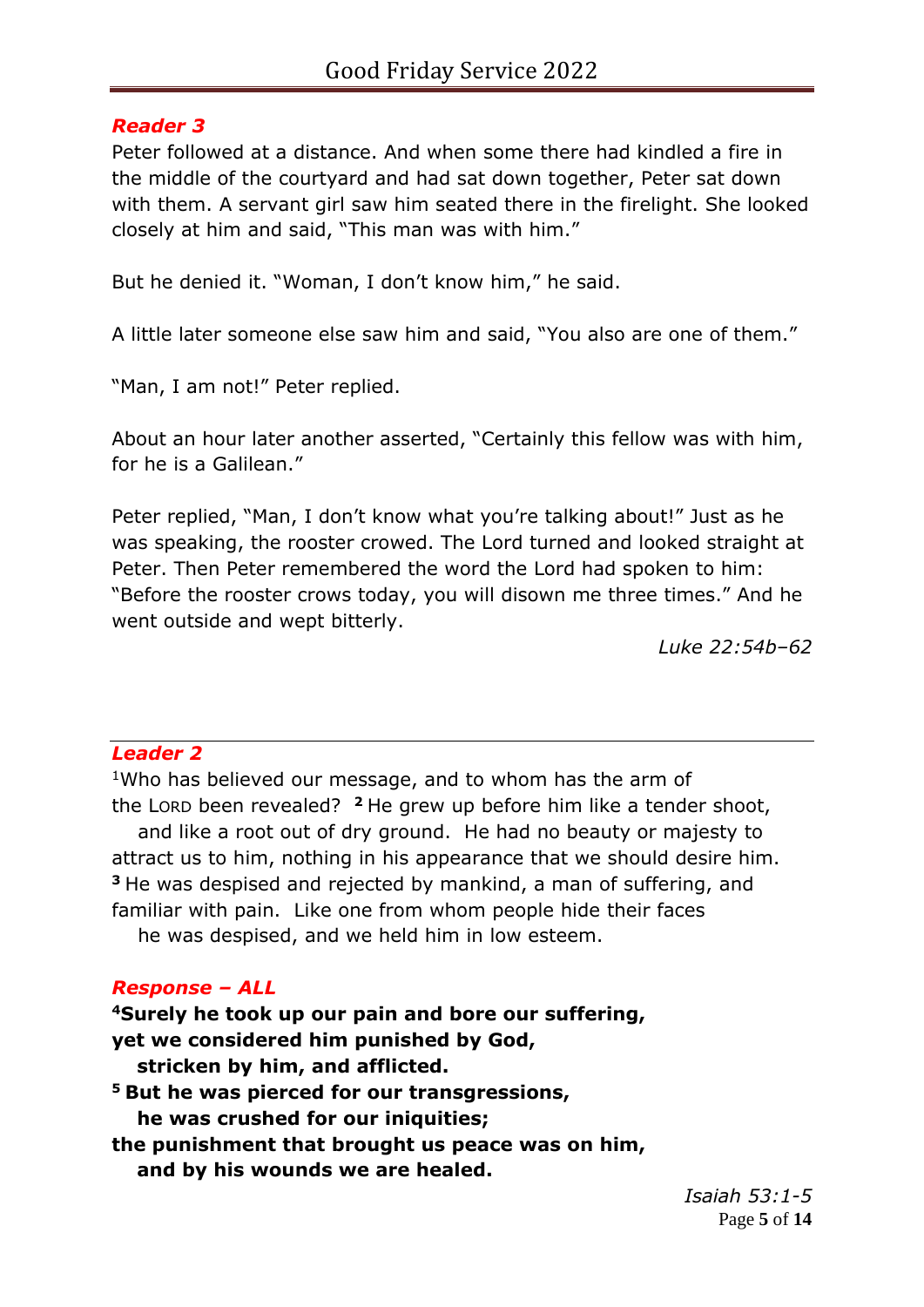***Reader 3***

Peter followed at a distance. And when some there had kindled a fire in the middle of the courtyard and had sat down together, Peter sat down with them. A servant girl saw him seated there in the firelight. She looked closely at him and said, "This man was with him."

But he denied it. "Woman, I don't know him," he said.

A little later someone else saw him and said, "You also are one of them."

"Man, I am not!" Peter replied.

About an hour later another asserted, "Certainly this fellow was with him, for he is a Galilean."

Peter replied, "Man, I don't know what you're talking about!" Just as he was speaking, the rooster crowed. The Lord turned and looked straight at Peter. Then Peter remembered the word the Lord had spoken to him: "Before the rooster crows today, you will disown me three times." And he went outside and wept bitterly.

*Luke 22:54b–62*

---

***Leader 2***

[1]Who has believed our message, and to whom has the arm of the LORD been revealed? **[2]** He grew up before him like a tender shoot, and like a root out of dry ground. He had no beauty or majesty to attract us to him, nothing in his appearance that we should desire him. **[3]** He was despised and rejected by mankind, a man of suffering, and familiar with pain. Like one from whom people hide their faces he was despised, and we held him in low esteem.

***Response – ALL***

**[4]Surely he took up our pain and bore our suffering,**
**yet we considered him punished by God,**
**stricken by him, and afflicted.**
**[5] But he was pierced for our transgressions,**
**he was crushed for our iniquities;**
**the punishment that brought us peace was on him,**
**and by his wounds we are healed.**

*Isaiah 53:1-5*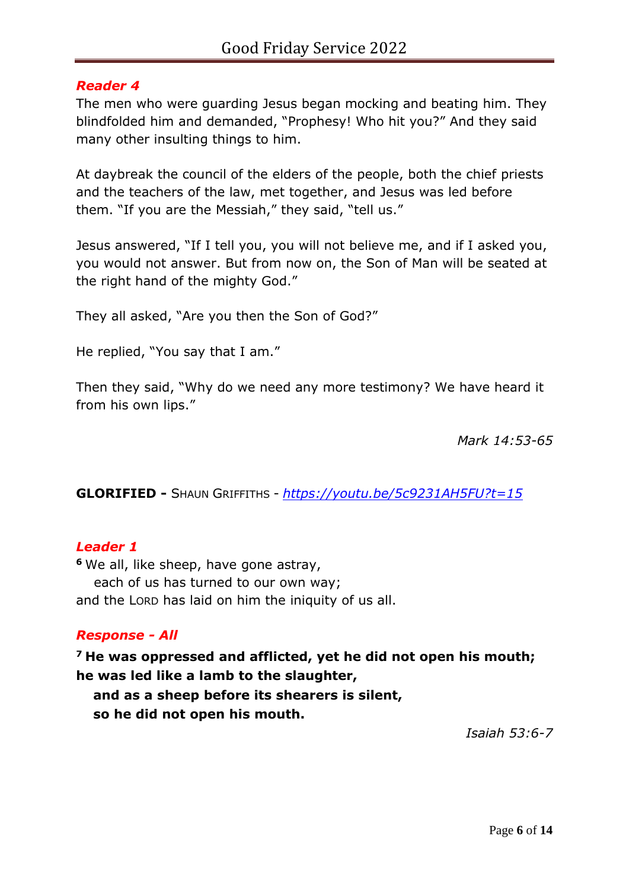***Reader 4***

The men who were guarding Jesus began mocking and beating him. They blindfolded him and demanded, "Prophesy! Who hit you?" And they said many other insulting things to him.

At daybreak the council of the elders of the people, both the chief priests and the teachers of the law, met together, and Jesus was led before them. "If you are the Messiah," they said, "tell us."

Jesus answered, "If I tell you, you will not believe me, and if I asked you, you would not answer. But from now on, the Son of Man will be seated at the right hand of the mighty God."

They all asked, "Are you then the Son of God?"

He replied, "You say that I am."

Then they said, "Why do we need any more testimony? We have heard it from his own lips."

*Mark 14:53-65*

**GLORIFIED -** SHAUN GRIFFITHS - *https://youtu.be/5c9231AH5FU?t=15*

***Leader 1***

[6] We all, like sheep, have gone astray,
each of us has turned to our own way;
and the LORD has laid on him the iniquity of us all.

***Response - All***

**[7] He was oppressed and afflicted, yet he did not open his mouth;**
**he was led like a lamb to the slaughter,**
**and as a sheep before its shearers is silent,**
**so he did not open his mouth.**

*Isaiah 53:6-7*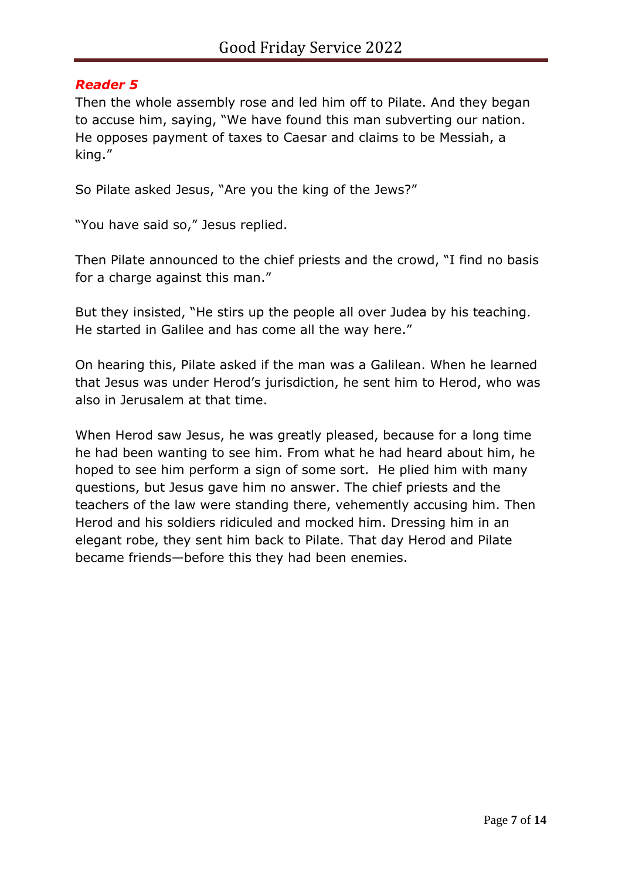## ***Reader 5***

Then the whole assembly rose and led him off to Pilate. And they began to accuse him, saying, "We have found this man subverting our nation. He opposes payment of taxes to Caesar and claims to be Messiah, a king."

So Pilate asked Jesus, "Are you the king of the Jews?"

"You have said so," Jesus replied.

Then Pilate announced to the chief priests and the crowd, "I find no basis for a charge against this man."

But they insisted, "He stirs up the people all over Judea by his teaching. He started in Galilee and has come all the way here."

On hearing this, Pilate asked if the man was a Galilean. When he learned that Jesus was under Herod's jurisdiction, he sent him to Herod, who was also in Jerusalem at that time.

When Herod saw Jesus, he was greatly pleased, because for a long time he had been wanting to see him. From what he had heard about him, he hoped to see him perform a sign of some sort. He plied him with many questions, but Jesus gave him no answer. The chief priests and the teachers of the law were standing there, vehemently accusing him. Then Herod and his soldiers ridiculed and mocked him. Dressing him in an elegant robe, they sent him back to Pilate. That day Herod and Pilate became friends—before this they had been enemies.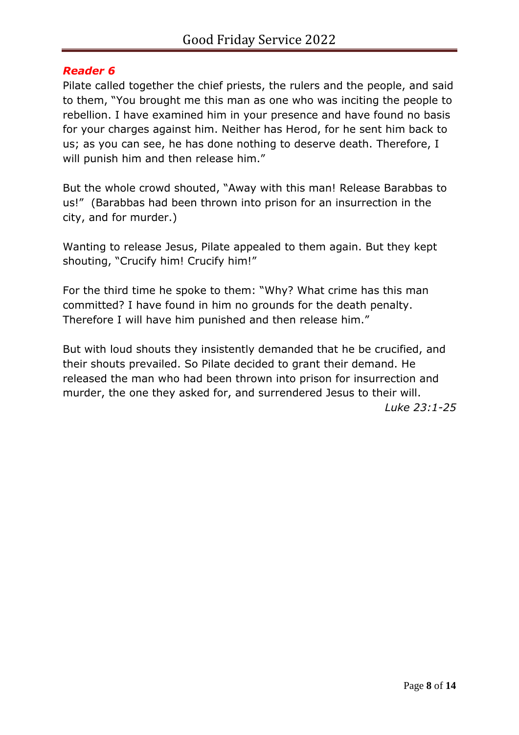***Reader 6***

Pilate called together the chief priests, the rulers and the people, and said to them, "You brought me this man as one who was inciting the people to rebellion. I have examined him in your presence and have found no basis for your charges against him. Neither has Herod, for he sent him back to us; as you can see, he has done nothing to deserve death. Therefore, I will punish him and then release him."

But the whole crowd shouted, "Away with this man! Release Barabbas to us!" (Barabbas had been thrown into prison for an insurrection in the city, and for murder.)

Wanting to release Jesus, Pilate appealed to them again. But they kept shouting, "Crucify him! Crucify him!"

For the third time he spoke to them: "Why? What crime has this man committed? I have found in him no grounds for the death penalty. Therefore I will have him punished and then release him."

But with loud shouts they insistently demanded that he be crucified, and their shouts prevailed. So Pilate decided to grant their demand. He released the man who had been thrown into prison for insurrection and murder, the one they asked for, and surrendered Jesus to their will.

*Luke 23:1-25*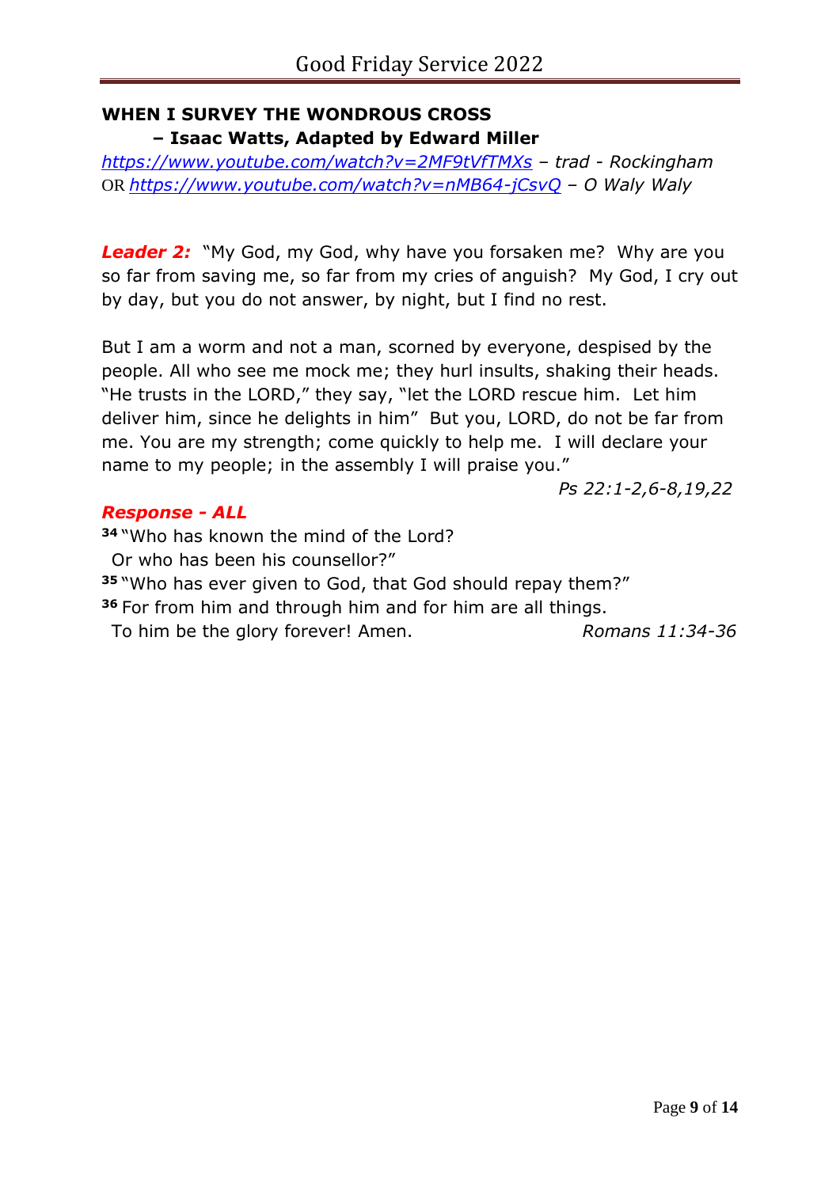**WHEN I SURVEY THE WONDROUS CROSS**
**– Isaac Watts, Adapted by Edward Miller**

*https://www.youtube.com/watch?v=2MF9tVfTMXs – trad - Rockingham*
OR *https://www.youtube.com/watch?v=nMB64-jCsvQ – O Waly Waly*

***Leader 2:*** "My God, my God, why have you forsaken me? Why are you so far from saving me, so far from my cries of anguish? My God, I cry out by day, but you do not answer, by night, but I find no rest.

But I am a worm and not a man, scorned by everyone, despised by the people. All who see me mock me; they hurl insults, shaking their heads. "He trusts in the LORD," they say, "let the LORD rescue him. Let him deliver him, since he delights in him" But you, LORD, do not be far from me. You are my strength; come quickly to help me. I will declare your name to my people; in the assembly I will praise you."

*Ps 22:1-2,6-8,19,22*

***Response - ALL***

**34** "Who has known the mind of the Lord?
Or who has been his counsellor?"
**35** "Who has ever given to God, that God should repay them?"
**36** For from him and through him and for him are all things.
To him be the glory forever! Amen. *Romans 11:34-36*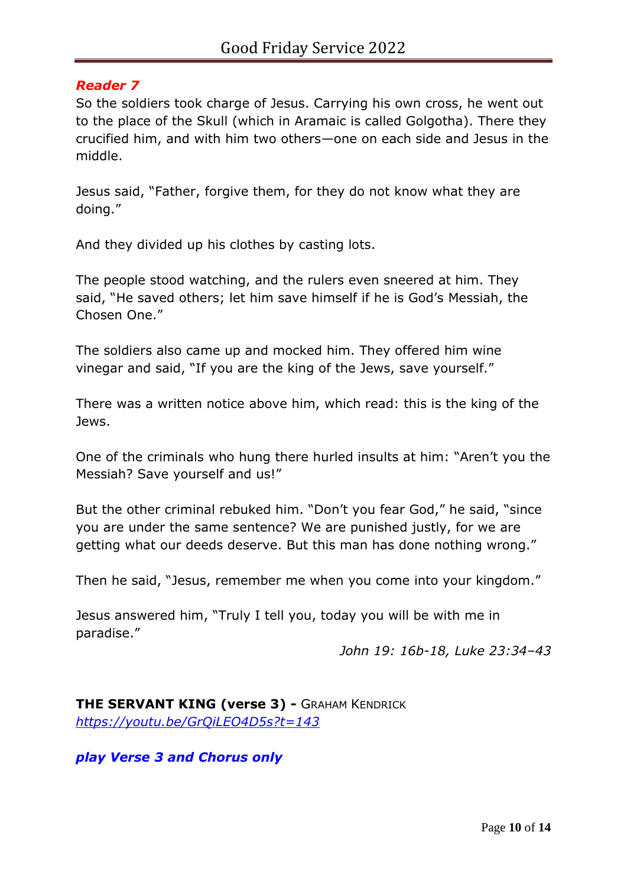***Reader 7***

So the soldiers took charge of Jesus. Carrying his own cross, he went out to the place of the Skull (which in Aramaic is called Golgotha). There they crucified him, and with him two others—one on each side and Jesus in the middle.

Jesus said, "Father, forgive them, for they do not know what they are doing."

And they divided up his clothes by casting lots.

The people stood watching, and the rulers even sneered at him. They said, "He saved others; let him save himself if he is God's Messiah, the Chosen One."

The soldiers also came up and mocked him. They offered him wine vinegar and said, "If you are the king of the Jews, save yourself."

There was a written notice above him, which read: this is the king of the Jews.

One of the criminals who hung there hurled insults at him: "Aren't you the Messiah? Save yourself and us!"

But the other criminal rebuked him. "Don't you fear God," he said, "since you are under the same sentence? We are punished justly, for we are getting what our deeds deserve. But this man has done nothing wrong."

Then he said, "Jesus, remember me when you come into your kingdom."

Jesus answered him, "Truly I tell you, today you will be with me in paradise."

*John 19: 16b-18, Luke 23:34–43*

**THE SERVANT KING (verse 3) -** GRAHAM KENDRICK
*https://youtu.be/GrQiLEO4D5s?t=143*

***play Verse 3 and Chorus only***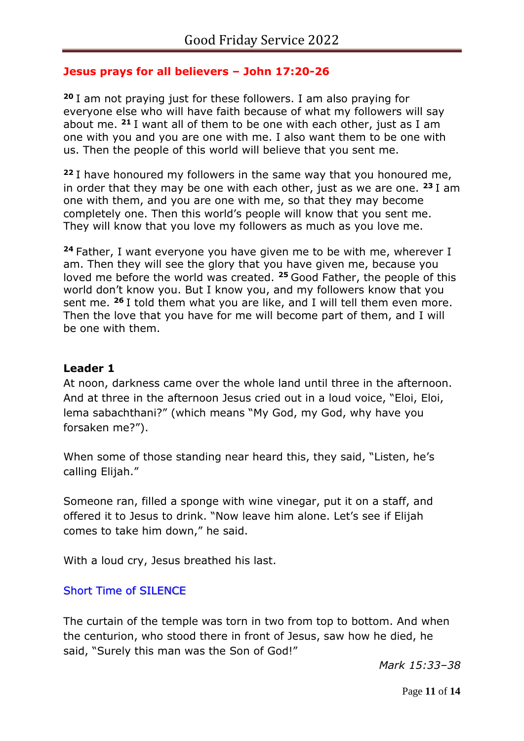## Jesus prays for all believers – John 17:20-26

[20] I am not praying just for these followers. I am also praying for everyone else who will have faith because of what my followers will say about me. [21] I want all of them to be one with each other, just as I am one with you and you are one with me. I also want them to be one with us. Then the people of this world will believe that you sent me.

[22] I have honoured my followers in the same way that you honoured me, in order that they may be one with each other, just as we are one. [23] I am one with them, and you are one with me, so that they may become completely one. Then this world's people will know that you sent me. They will know that you love my followers as much as you love me.

[24] Father, I want everyone you have given me to be with me, wherever I am. Then they will see the glory that you have given me, because you loved me before the world was created. [25] Good Father, the people of this world don't know you. But I know you, and my followers know that you sent me. [26] I told them what you are like, and I will tell them even more. Then the love that you have for me will become part of them, and I will be one with them.

**Leader 1**

At noon, darkness came over the whole land until three in the afternoon. And at three in the afternoon Jesus cried out in a loud voice, "Eloi, Eloi, lema sabachthani?" (which means "My God, my God, why have you forsaken me?").

When some of those standing near heard this, they said, "Listen, he's calling Elijah."

Someone ran, filled a sponge with wine vinegar, put it on a staff, and offered it to Jesus to drink. "Now leave him alone. Let's see if Elijah comes to take him down," he said.

With a loud cry, Jesus breathed his last.

Short Time of SILENCE

The curtain of the temple was torn in two from top to bottom. And when the centurion, who stood there in front of Jesus, saw how he died, he said, "Surely this man was the Son of God!"

*Mark 15:33–38*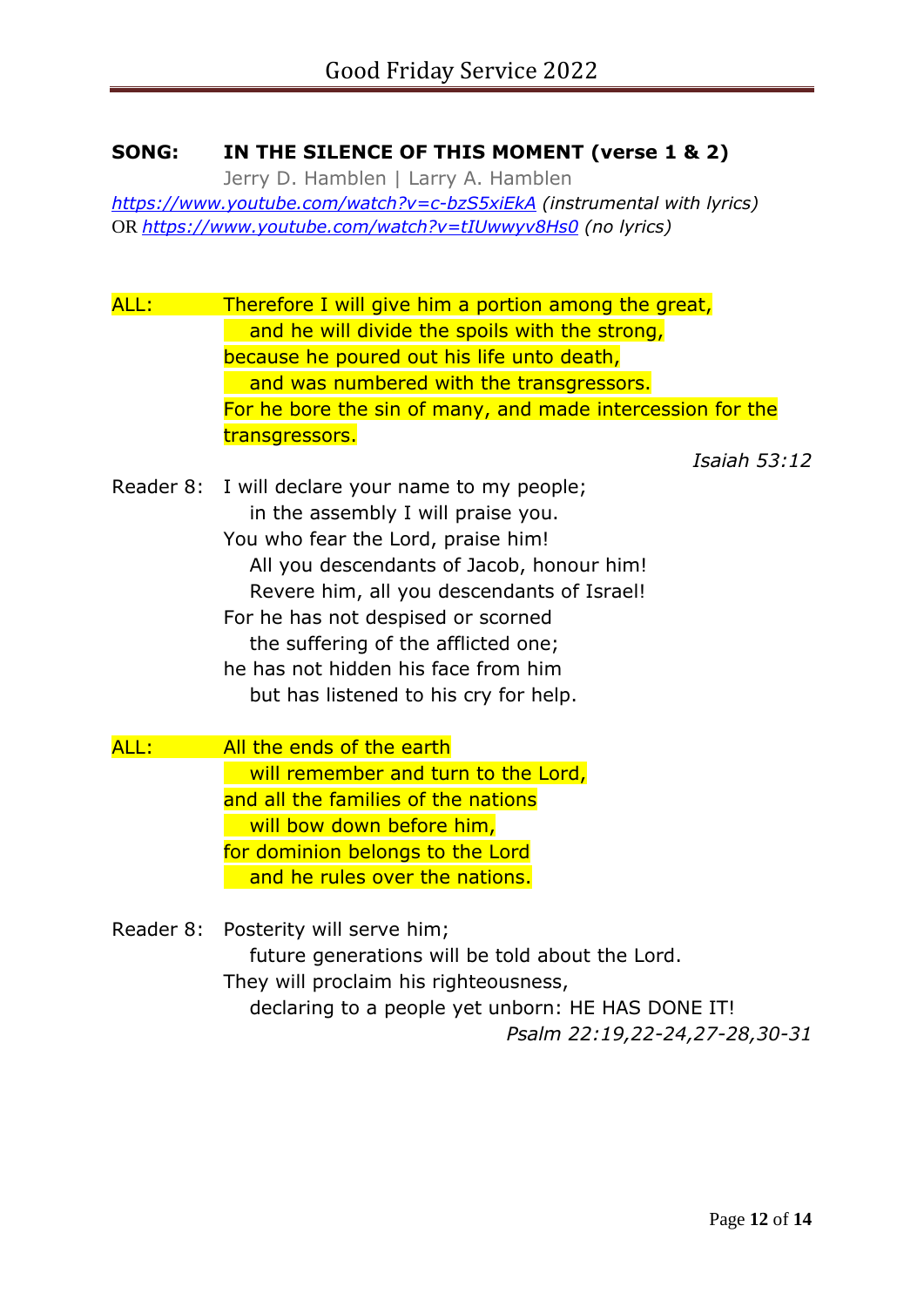**SONG: IN THE SILENCE OF THIS MOMENT (verse 1 & 2)**

Jerry D. Hamblen | Larry A. Hamblen

*https://www.youtube.com/watch?v=c-bzS5xiEkA (instrumental with lyrics)*
OR *https://www.youtube.com/watch?v=tIUwwyv8Hs0 (no lyrics)*

ALL: Therefore I will give him a portion among the great,
 and he will divide the spoils with the strong,
because he poured out his life unto death,
 and was numbered with the transgressors.
For he bore the sin of many, and made intercession for the transgressors.

*Isaiah 53:12*

Reader 8: I will declare your name to my people;
 in the assembly I will praise you.
You who fear the Lord, praise him!
 All you descendants of Jacob, honour him!
 Revere him, all you descendants of Israel!
For he has not despised or scorned
 the suffering of the afflicted one;
he has not hidden his face from him
 but has listened to his cry for help.

ALL: All the ends of the earth
 will remember and turn to the Lord,
and all the families of the nations
 will bow down before him,
for dominion belongs to the Lord
 and he rules over the nations.

Reader 8: Posterity will serve him;
 future generations will be told about the Lord.
They will proclaim his righteousness,
 declaring to a people yet unborn: HE HAS DONE IT!

*Psalm 22:19,22-24,27-28,30-31*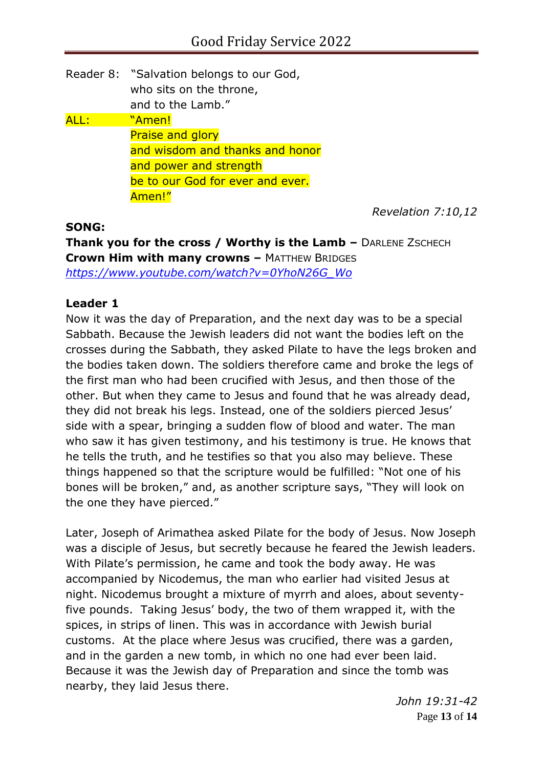Reader 8: "Salvation belongs to our God,
who sits on the throne,
and to the Lamb."

ALL: "Amen!
Praise and glory
and wisdom and thanks and honor
and power and strength
be to our God for ever and ever.
Amen!"

*Revelation 7:10,12*

**SONG:**

**Thank you for the cross / Worthy is the Lamb –** DARLENE ZSCHECH
**Crown Him with many crowns –** MATTHEW BRIDGES
*https://www.youtube.com/watch?v=0YhoN26G_Wo*

**Leader 1**

Now it was the day of Preparation, and the next day was to be a special Sabbath. Because the Jewish leaders did not want the bodies left on the crosses during the Sabbath, they asked Pilate to have the legs broken and the bodies taken down. The soldiers therefore came and broke the legs of the first man who had been crucified with Jesus, and then those of the other. But when they came to Jesus and found that he was already dead, they did not break his legs. Instead, one of the soldiers pierced Jesus' side with a spear, bringing a sudden flow of blood and water. The man who saw it has given testimony, and his testimony is true. He knows that he tells the truth, and he testifies so that you also may believe. These things happened so that the scripture would be fulfilled: "Not one of his bones will be broken," and, as another scripture says, "They will look on the one they have pierced."

Later, Joseph of Arimathea asked Pilate for the body of Jesus. Now Joseph was a disciple of Jesus, but secretly because he feared the Jewish leaders. With Pilate's permission, he came and took the body away. He was accompanied by Nicodemus, the man who earlier had visited Jesus at night. Nicodemus brought a mixture of myrrh and aloes, about seventy-five pounds. Taking Jesus' body, the two of them wrapped it, with the spices, in strips of linen. This was in accordance with Jewish burial customs. At the place where Jesus was crucified, there was a garden, and in the garden a new tomb, in which no one had ever been laid. Because it was the Jewish day of Preparation and since the tomb was nearby, they laid Jesus there.

*John 19:31-42*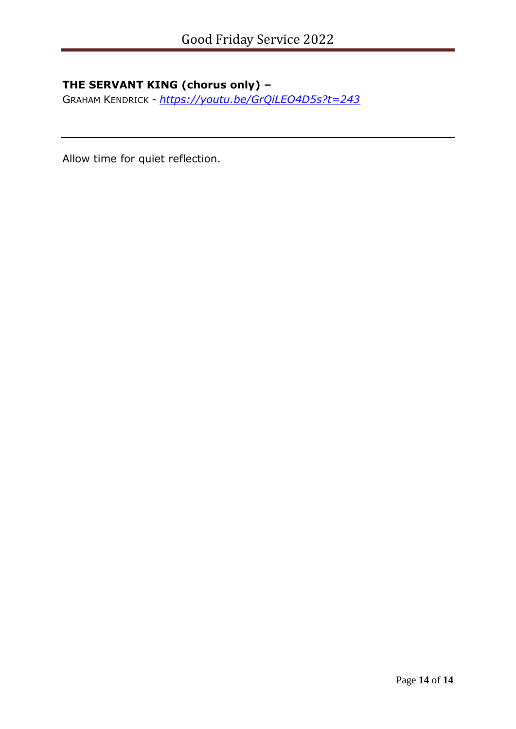**THE SERVANT KING (chorus only) –**

GRAHAM KENDRICK - *https://youtu.be/GrQiLEO4D5s?t=243*

---

Allow time for quiet reflection.